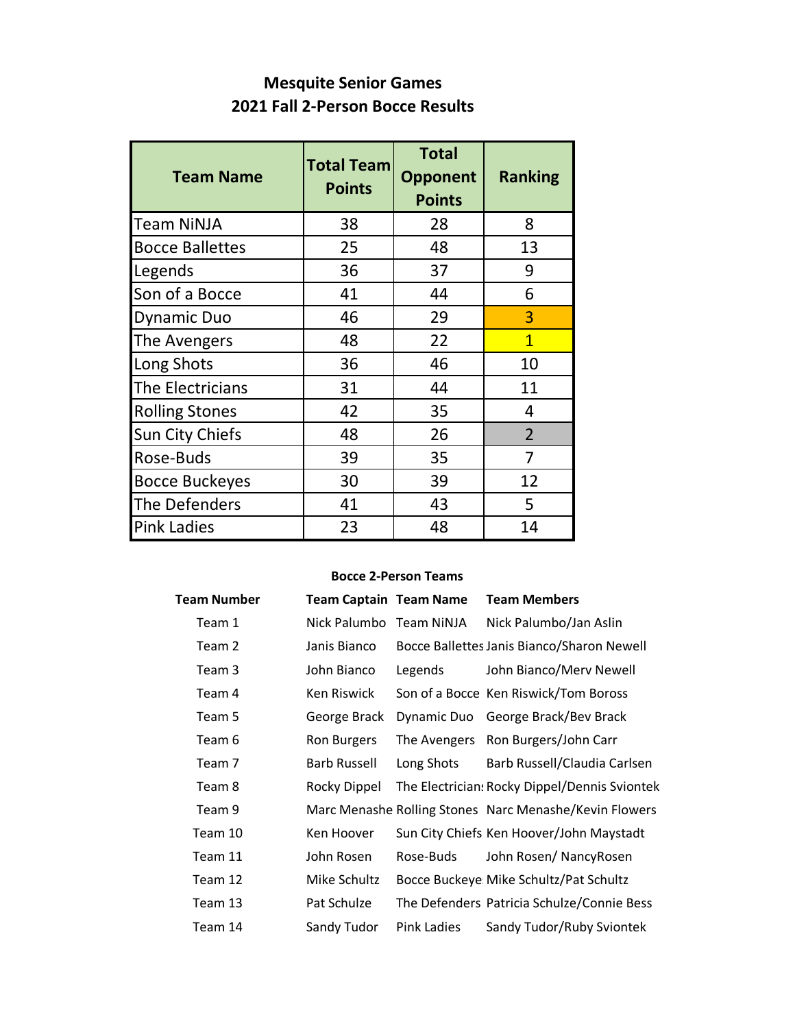# Mesquite Senior Games

## 2021 Fall 2-Person Bocce Results

| Team Name | Total Team Points | Total Opponent Points | Ranking |
|---|---|---|---|
| Team NiNJA | 38 | 28 | 8 |
| Bocce Ballettes | 25 | 48 | 13 |
| Legends | 36 | 37 | 9 |
| Son of a Bocce | 41 | 44 | 6 |
| Dynamic Duo | 46 | 29 | 3 |
| The Avengers | 48 | 22 | 1 |
| Long Shots | 36 | 46 | 10 |
| The Electricians | 31 | 44 | 11 |
| Rolling Stones | 42 | 35 | 4 |
| Sun City Chiefs | 48 | 26 | 2 |
| Rose-Buds | 39 | 35 | 7 |
| Bocce Buckeyes | 30 | 39 | 12 |
| The Defenders | 41 | 43 | 5 |
| Pink Ladies | 23 | 48 | 14 |

### Bocce 2-Person Teams

| Team Number | Team Captain | Team Name | Team Members |
|---|---|---|---|
| Team 1 | Nick Palumbo | Team NiNJA | Nick Palumbo/Jan Aslin |
| Team 2 | Janis Bianco | Bocce Ballettes | Janis Bianco/Sharon Newell |
| Team 3 | John Bianco | Legends | John Bianco/Merv Newell |
| Team 4 | Ken Riswick | Son of a Bocce | Ken Riswick/Tom Boross |
| Team 5 | George Brack | Dynamic Duo | George Brack/Bev Brack |
| Team 6 | Ron Burgers | The Avengers | Ron Burgers/John Carr |
| Team 7 | Barb Russell | Long Shots | Barb Russell/Claudia Carlsen |
| Team 8 | Rocky Dippel | The Electrician | Rocky Dippel/Dennis Sviontek |
| Team 9 | Marc Menashe | Rolling Stones | Narc Menashe/Kevin Flowers |
| Team 10 | Ken Hoover | Sun City Chiefs | Ken Hoover/John Maystadt |
| Team 11 | John Rosen | Rose-Buds | John Rosen/ NancyRosen |
| Team 12 | Mike Schultz | Bocce Buckeye | Mike Schultz/Pat Schultz |
| Team 13 | Pat Schulze | The Defenders | Patricia Schulze/Connie Bess |
| Team 14 | Sandy Tudor | Pink Ladies | Sandy Tudor/Ruby Sviontek |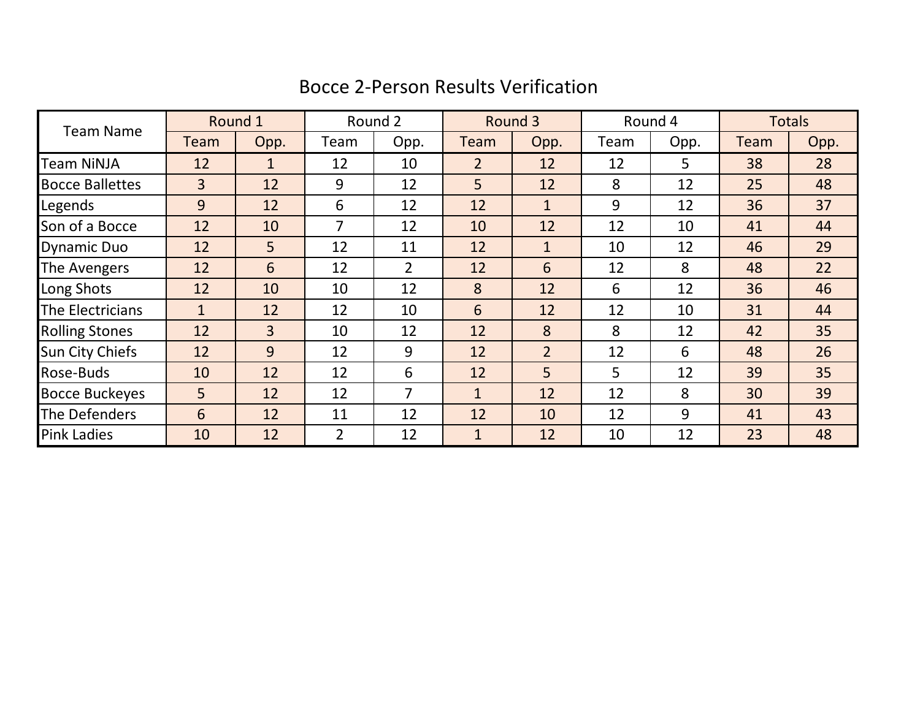# Bocce 2-Person Results Verification

| Team Name | Round 1 | | Round 2 | | Round 3 | | Round 4 | | Totals | |
|---|---|---|---|---|---|---|---|---|---|---|
| | Team | Opp. | Team | Opp. | Team | Opp. | Team | Opp. | Team | Opp. |
| Team NiNJA | 12 | 1 | 12 | 10 | 2 | 12 | 12 | 5 | 38 | 28 |
| Bocce Ballettes | 3 | 12 | 9 | 12 | 5 | 12 | 8 | 12 | 25 | 48 |
| Legends | 9 | 12 | 6 | 12 | 12 | 1 | 9 | 12 | 36 | 37 |
| Son of a Bocce | 12 | 10 | 7 | 12 | 10 | 12 | 12 | 10 | 41 | 44 |
| Dynamic Duo | 12 | 5 | 12 | 11 | 12 | 1 | 10 | 12 | 46 | 29 |
| The Avengers | 12 | 6 | 12 | 2 | 12 | 6 | 12 | 8 | 48 | 22 |
| Long Shots | 12 | 10 | 10 | 12 | 8 | 12 | 6 | 12 | 36 | 46 |
| The Electricians | 1 | 12 | 12 | 10 | 6 | 12 | 12 | 10 | 31 | 44 |
| Rolling Stones | 12 | 3 | 10 | 12 | 12 | 8 | 8 | 12 | 42 | 35 |
| Sun City Chiefs | 12 | 9 | 12 | 9 | 12 | 2 | 12 | 6 | 48 | 26 |
| Rose-Buds | 10 | 12 | 12 | 6 | 12 | 5 | 5 | 12 | 39 | 35 |
| Bocce Buckeyes | 5 | 12 | 12 | 7 | 1 | 12 | 12 | 8 | 30 | 39 |
| The Defenders | 6 | 12 | 11 | 12 | 12 | 10 | 12 | 9 | 41 | 43 |
| Pink Ladies | 10 | 12 | 2 | 12 | 1 | 12 | 10 | 12 | 23 | 48 |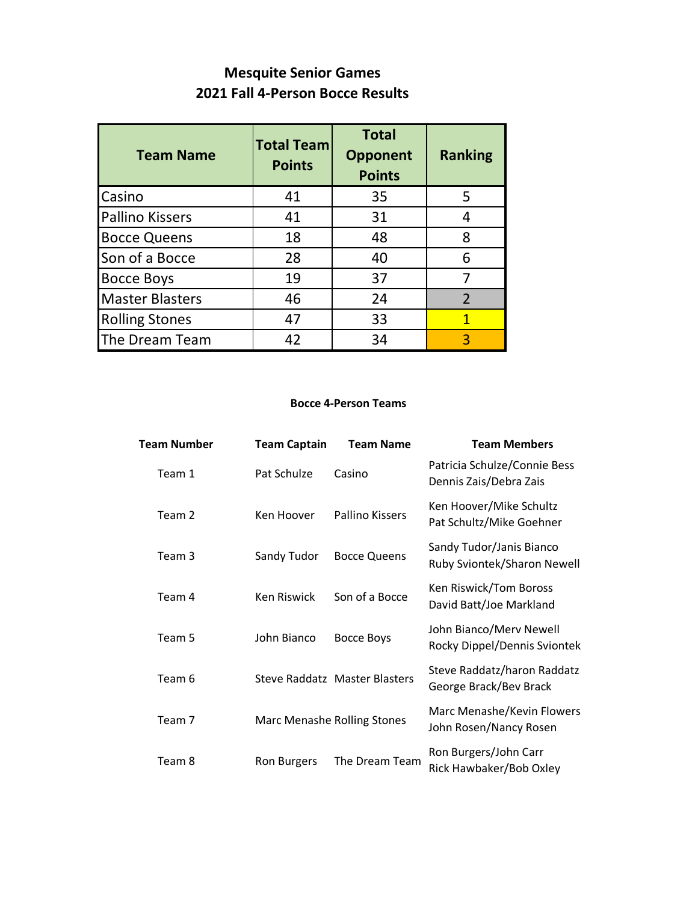## Mesquite Senior Games
## 2021 Fall 4-Person Bocce Results

| Team Name | Total Team Points | Total Opponent Points | Ranking |
|---|---|---|---|
| Casino | 41 | 35 | 5 |
| Pallino Kissers | 41 | 31 | 4 |
| Bocce Queens | 18 | 48 | 8 |
| Son of a Bocce | 28 | 40 | 6 |
| Bocce Boys | 19 | 37 | 7 |
| Master Blasters | 46 | 24 | 2 |
| Rolling Stones | 47 | 33 | 1 |
| The Dream Team | 42 | 34 | 3 |

### Bocce 4-Person Teams

| Team Number | Team Captain | Team Name | Team Members |
|---|---|---|---|
| Team 1 | Pat Schulze | Casino | Patricia Schulze/Connie Bess<br>Dennis Zais/Debra Zais |
| Team 2 | Ken Hoover | Pallino Kissers | Ken Hoover/Mike Schultz<br>Pat Schultz/Mike Goehner |
| Team 3 | Sandy Tudor | Bocce Queens | Sandy Tudor/Janis Bianco<br>Ruby Sviontek/Sharon Newell |
| Team 4 | Ken Riswick | Son of a Bocce | Ken Riswick/Tom Boross<br>David Batt/Joe Markland |
| Team 5 | John Bianco | Bocce Boys | John Bianco/Merv Newell<br>Rocky Dippel/Dennis Sviontek |
| Team 6 | Steve Raddatz | Master Blasters | Steve Raddatz/haron Raddatz<br>George Brack/Bev Brack |
| Team 7 | Marc Menashe | Rolling Stones | Marc Menashe/Kevin Flowers<br>John Rosen/Nancy Rosen |
| Team 8 | Ron Burgers | The Dream Team | Ron Burgers/John Carr<br>Rick Hawbaker/Bob Oxley |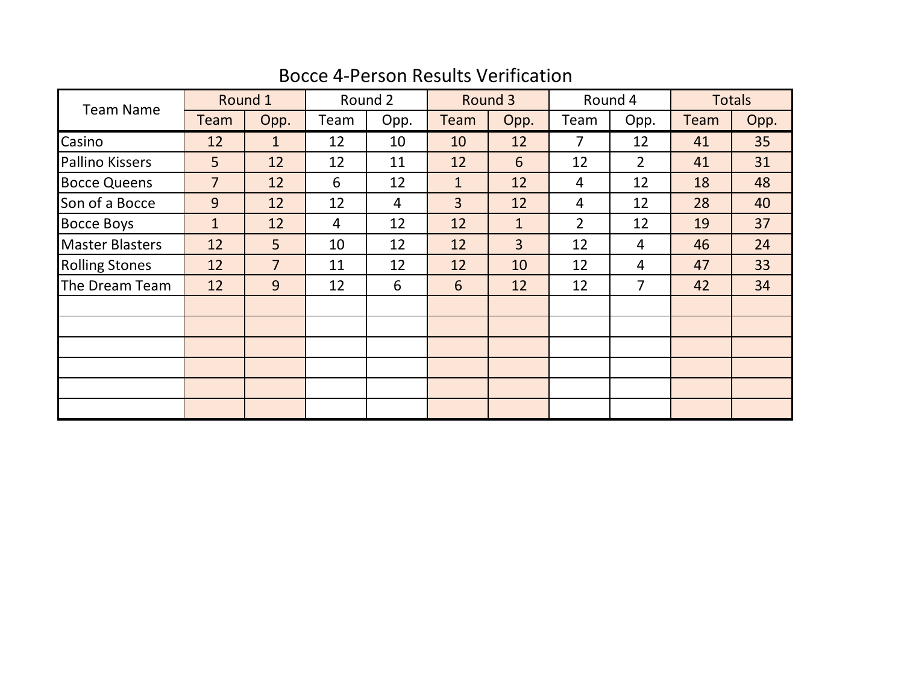# Bocce 4-Person Results Verification

| Team Name | Round 1 | | Round 2 | | Round 3 | | Round 4 | | Totals | |
|---|---|---|---|---|---|---|---|---|---|---|
| | Team | Opp. | Team | Opp. | Team | Opp. | Team | Opp. | Team | Opp. |
| Casino | 12 | 1 | 12 | 10 | 10 | 12 | 7 | 12 | 41 | 35 |
| Pallino Kissers | 5 | 12 | 12 | 11 | 12 | 6 | 12 | 2 | 41 | 31 |
| Bocce Queens | 7 | 12 | 6 | 12 | 1 | 12 | 4 | 12 | 18 | 48 |
| Son of a Bocce | 9 | 12 | 12 | 4 | 3 | 12 | 4 | 12 | 28 | 40 |
| Bocce Boys | 1 | 12 | 4 | 12 | 12 | 1 | 2 | 12 | 19 | 37 |
| Master Blasters | 12 | 5 | 10 | 12 | 12 | 3 | 12 | 4 | 46 | 24 |
| Rolling Stones | 12 | 7 | 11 | 12 | 12 | 10 | 12 | 4 | 47 | 33 |
| The Dream Team | 12 | 9 | 12 | 6 | 6 | 12 | 12 | 7 | 42 | 34 |
| | | | | | | | | | | |
| | | | | | | | | | | |
| | | | | | | | | | | |
| | | | | | | | | | | |
| | | | | | | | | | | |
| | | | | | | | | | | |